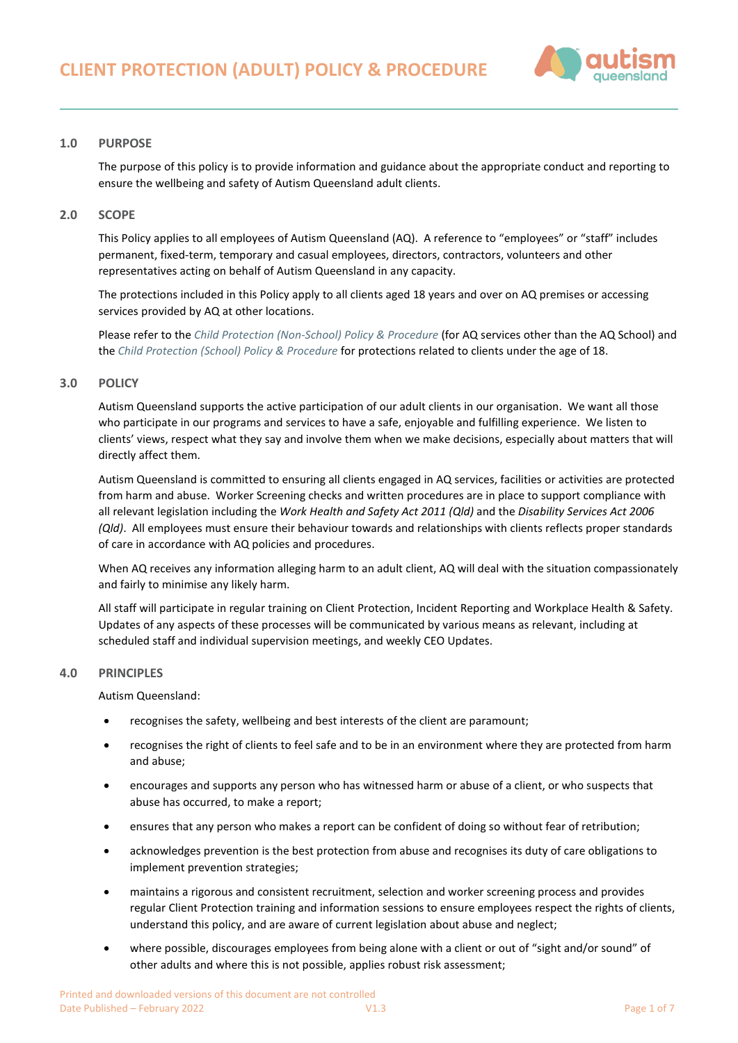# CLIENT PROTECTION (ADULT) POLICY & PROCEDURE

## 1.0 PURPOSE

The purpose of this policy is to provide information and guidance about the appropriate conduct and reporting to ensure the wellbeing and safety of Autism Queensland adult clients.

## 2.0 SCOPE

This Policy applies to all employees of Autism Queensland (AQ). A reference to "employees" or "staff" includes permanent, fixed-term, temporary and casual employees, directors, contractors, volunteers and other representatives acting on behalf of Autism Queensland in any capacity.

The protections included in this Policy apply to all clients aged 18 years and over on AQ premises or accessing services provided by AQ at other locations.

Please refer to the *Child Protection (Non-School) Policy & Procedure* (for AQ services other than the AQ School) and the *Child Protection (School) Policy & Procedure* for protections related to clients under the age of 18.

## 3.0 POLICY

Autism Queensland supports the active participation of our adult clients in our organisation. We want all those who participate in our programs and services to have a safe, enjoyable and fulfilling experience. We listen to clients' views, respect what they say and involve them when we make decisions, especially about matters that will directly affect them.

Autism Queensland is committed to ensuring all clients engaged in AQ services, facilities or activities are protected from harm and abuse. Worker Screening checks and written procedures are in place to support compliance with all relevant legislation including the *Work Health and Safety Act 2011 (Qld)* and the *Disability Services Act 2006 (Qld)*. All employees must ensure their behaviour towards and relationships with clients reflects proper standards of care in accordance with AQ policies and procedures.

When AQ receives any information alleging harm to an adult client, AQ will deal with the situation compassionately and fairly to minimise any likely harm.

All staff will participate in regular training on Client Protection, Incident Reporting and Workplace Health & Safety. Updates of any aspects of these processes will be communicated by various means as relevant, including at scheduled staff and individual supervision meetings, and weekly CEO Updates.

## 4.0 PRINCIPLES

Autism Queensland:

- recognises the safety, wellbeing and best interests of the client are paramount;
- recognises the right of clients to feel safe and to be in an environment where they are protected from harm and abuse;
- encourages and supports any person who has witnessed harm or abuse of a client, or who suspects that abuse has occurred, to make a report;
- ensures that any person who makes a report can be confident of doing so without fear of retribution;
- acknowledges prevention is the best protection from abuse and recognises its duty of care obligations to implement prevention strategies;
- maintains a rigorous and consistent recruitment, selection and worker screening process and provides regular Client Protection training and information sessions to ensure employees respect the rights of clients, understand this policy, and are aware of current legislation about abuse and neglect;
- where possible, discourages employees from being alone with a client or out of "sight and/or sound" of other adults and where this is not possible, applies robust risk assessment;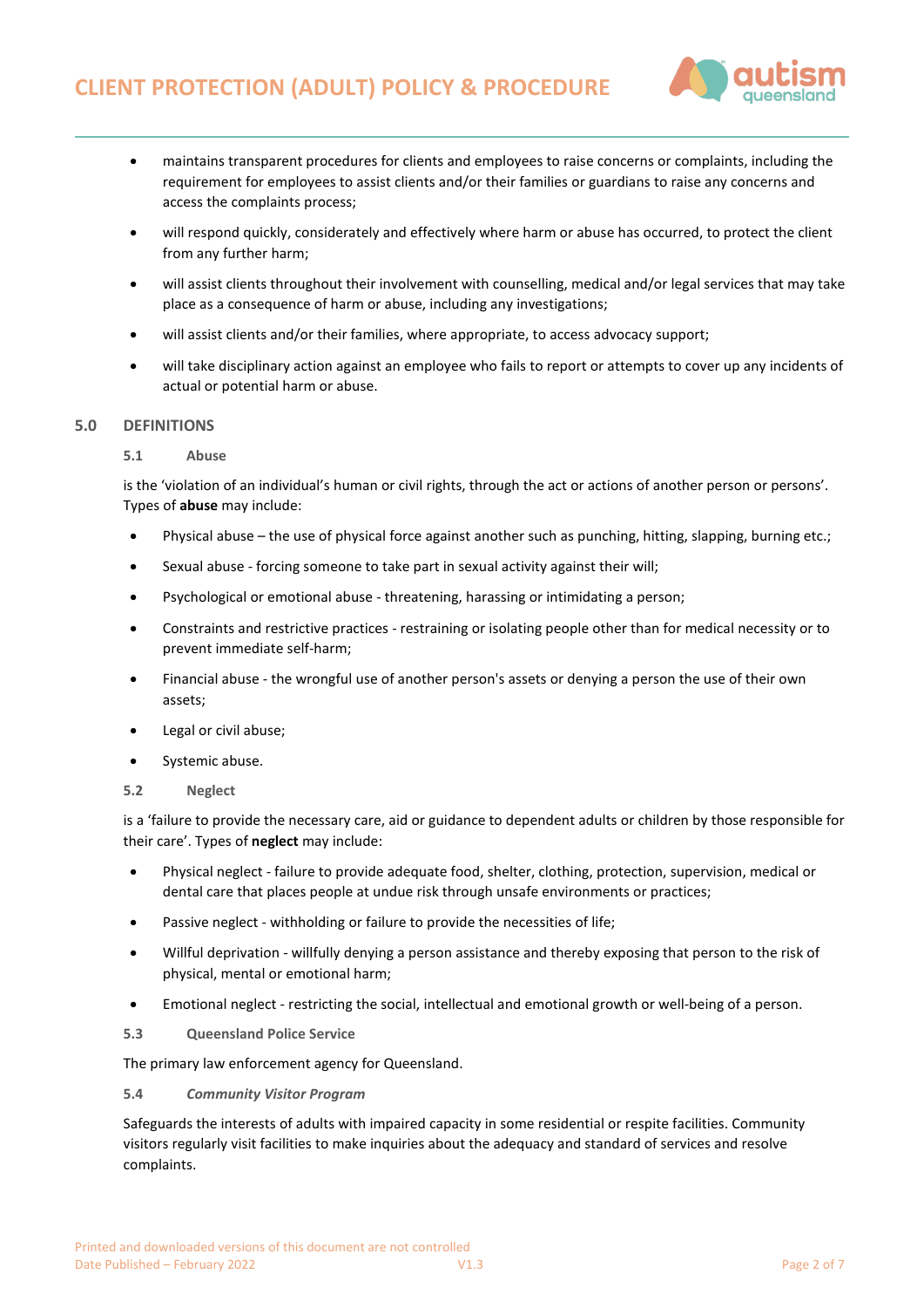- maintains transparent procedures for clients and employees to raise concerns or complaints, including the requirement for employees to assist clients and/or their families or guardians to raise any concerns and access the complaints process;
- will respond quickly, considerately and effectively where harm or abuse has occurred, to protect the client from any further harm;
- will assist clients throughout their involvement with counselling, medical and/or legal services that may take place as a consequence of harm or abuse, including any investigations;
- will assist clients and/or their families, where appropriate, to access advocacy support;
- will take disciplinary action against an employee who fails to report or attempts to cover up any incidents of actual or potential harm or abuse.

## 5.0 DEFINITIONS

### 5.1 Abuse

is the 'violation of an individual's human or civil rights, through the act or actions of another person or persons'. Types of **abuse** may include:

- Physical abuse – the use of physical force against another such as punching, hitting, slapping, burning etc.;
- Sexual abuse - forcing someone to take part in sexual activity against their will;
- Psychological or emotional abuse - threatening, harassing or intimidating a person;
- Constraints and restrictive practices - restraining or isolating people other than for medical necessity or to prevent immediate self-harm;
- Financial abuse - the wrongful use of another person's assets or denying a person the use of their own assets;
- Legal or civil abuse;
- Systemic abuse.

### 5.2 Neglect

is a 'failure to provide the necessary care, aid or guidance to dependent adults or children by those responsible for their care'. Types of **neglect** may include:

- Physical neglect - failure to provide adequate food, shelter, clothing, protection, supervision, medical or dental care that places people at undue risk through unsafe environments or practices;
- Passive neglect - withholding or failure to provide the necessities of life;
- Willful deprivation - willfully denying a person assistance and thereby exposing that person to the risk of physical, mental or emotional harm;
- Emotional neglect - restricting the social, intellectual and emotional growth or well-being of a person.

### 5.3 Queensland Police Service

The primary law enforcement agency for Queensland.

### 5.4 *Community Visitor Program*

Safeguards the interests of adults with impaired capacity in some residential or respite facilities. Community visitors regularly visit facilities to make inquiries about the adequacy and standard of services and resolve complaints.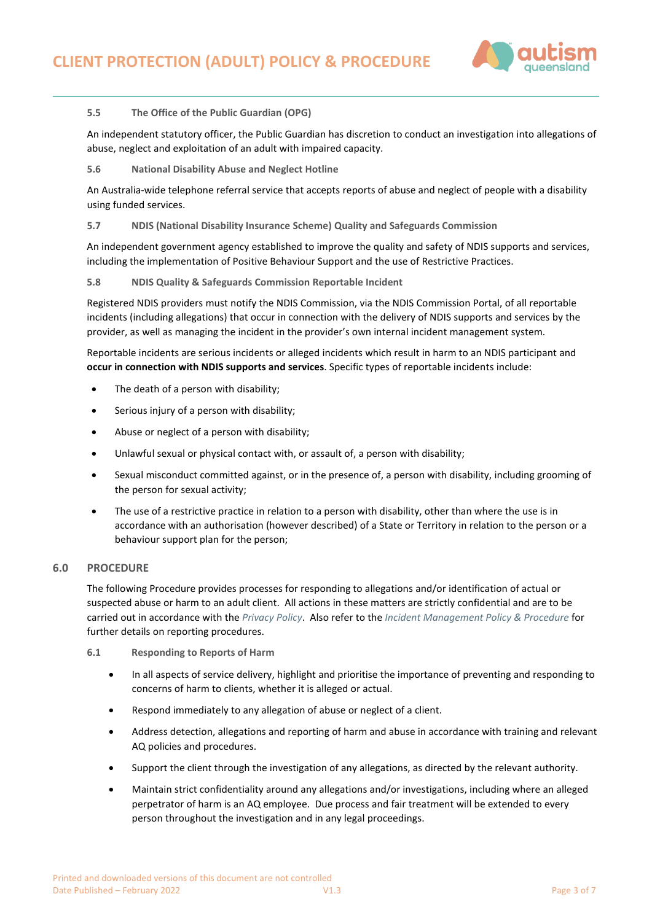#### 5.5 The Office of the Public Guardian (OPG)

An independent statutory officer, the Public Guardian has discretion to conduct an investigation into allegations of abuse, neglect and exploitation of an adult with impaired capacity.

#### 5.6 National Disability Abuse and Neglect Hotline

An Australia-wide telephone referral service that accepts reports of abuse and neglect of people with a disability using funded services.

#### 5.7 NDIS (National Disability Insurance Scheme) Quality and Safeguards Commission

An independent government agency established to improve the quality and safety of NDIS supports and services, including the implementation of Positive Behaviour Support and the use of Restrictive Practices.

#### 5.8 NDIS Quality & Safeguards Commission Reportable Incident

Registered NDIS providers must notify the NDIS Commission, via the NDIS Commission Portal, of all reportable incidents (including allegations) that occur in connection with the delivery of NDIS supports and services by the provider, as well as managing the incident in the provider's own internal incident management system.

Reportable incidents are serious incidents or alleged incidents which result in harm to an NDIS participant and **occur in connection with NDIS supports and services**. Specific types of reportable incidents include:

- The death of a person with disability;
- Serious injury of a person with disability;
- Abuse or neglect of a person with disability;
- Unlawful sexual or physical contact with, or assault of, a person with disability;
- Sexual misconduct committed against, or in the presence of, a person with disability, including grooming of the person for sexual activity;
- The use of a restrictive practice in relation to a person with disability, other than where the use is in accordance with an authorisation (however described) of a State or Territory in relation to the person or a behaviour support plan for the person;

## 6.0 PROCEDURE

The following Procedure provides processes for responding to allegations and/or identification of actual or suspected abuse or harm to an adult client. All actions in these matters are strictly confidential and are to be carried out in accordance with the *Privacy Policy*. Also refer to the *Incident Management Policy & Procedure* for further details on reporting procedures.

#### 6.1 Responding to Reports of Harm

- In all aspects of service delivery, highlight and prioritise the importance of preventing and responding to concerns of harm to clients, whether it is alleged or actual.
- Respond immediately to any allegation of abuse or neglect of a client.
- Address detection, allegations and reporting of harm and abuse in accordance with training and relevant AQ policies and procedures.
- Support the client through the investigation of any allegations, as directed by the relevant authority.
- Maintain strict confidentiality around any allegations and/or investigations, including where an alleged perpetrator of harm is an AQ employee. Due process and fair treatment will be extended to every person throughout the investigation and in any legal proceedings.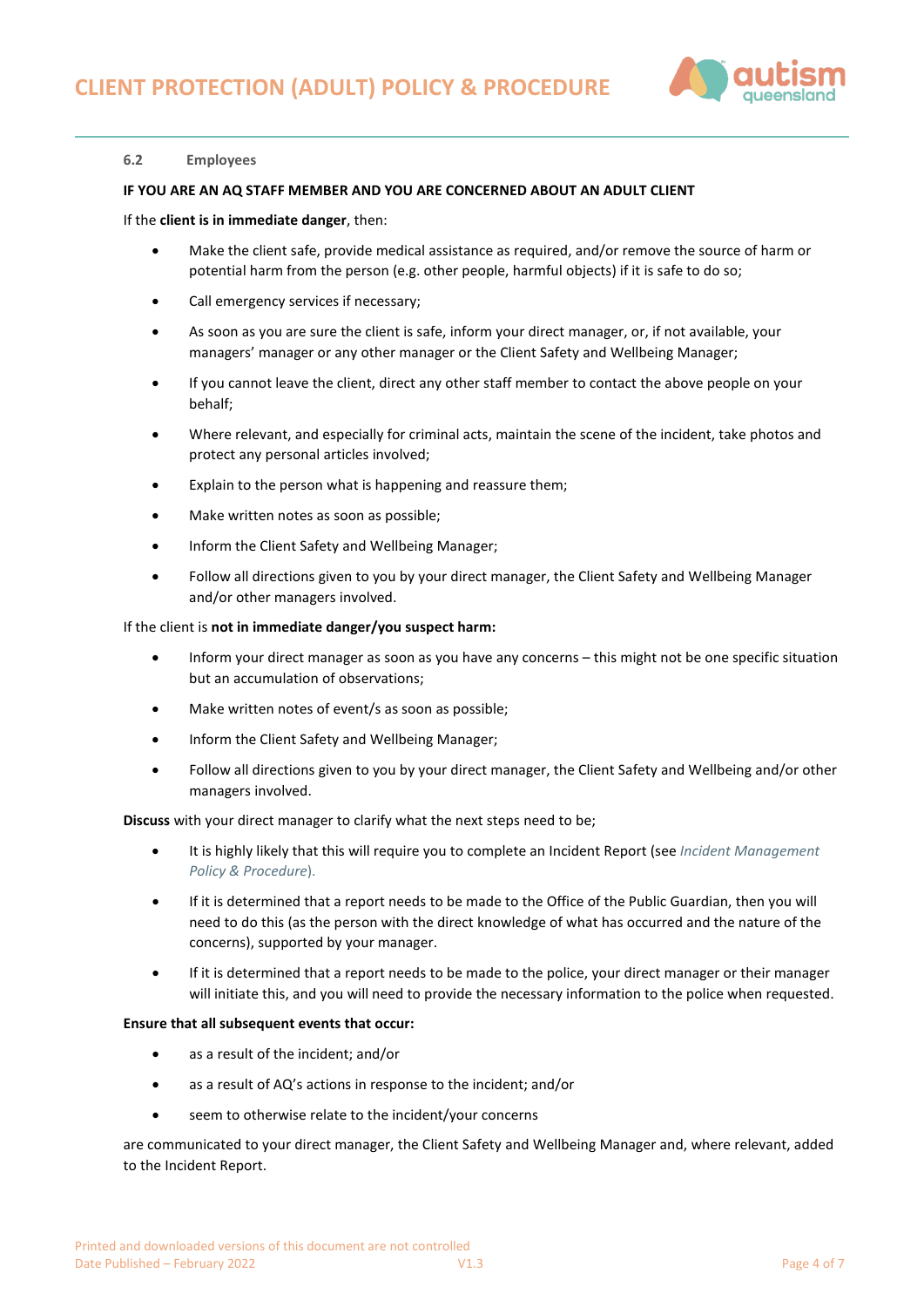### 6.2 Employees

**IF YOU ARE AN AQ STAFF MEMBER AND YOU ARE CONCERNED ABOUT AN ADULT CLIENT**

If the **client is in immediate danger**, then:

- Make the client safe, provide medical assistance as required, and/or remove the source of harm or potential harm from the person (e.g. other people, harmful objects) if it is safe to do so;
- Call emergency services if necessary;
- As soon as you are sure the client is safe, inform your direct manager, or, if not available, your managers' manager or any other manager or the Client Safety and Wellbeing Manager;
- If you cannot leave the client, direct any other staff member to contact the above people on your behalf;
- Where relevant, and especially for criminal acts, maintain the scene of the incident, take photos and protect any personal articles involved;
- Explain to the person what is happening and reassure them;
- Make written notes as soon as possible;
- Inform the Client Safety and Wellbeing Manager;
- Follow all directions given to you by your direct manager, the Client Safety and Wellbeing Manager and/or other managers involved.

If the client is **not in immediate danger/you suspect harm:**

- Inform your direct manager as soon as you have any concerns – this might not be one specific situation but an accumulation of observations;
- Make written notes of event/s as soon as possible;
- Inform the Client Safety and Wellbeing Manager;
- Follow all directions given to you by your direct manager, the Client Safety and Wellbeing and/or other managers involved.

**Discuss** with your direct manager to clarify what the next steps need to be;

- It is highly likely that this will require you to complete an Incident Report (see *Incident Management Policy & Procedure*).
- If it is determined that a report needs to be made to the Office of the Public Guardian, then you will need to do this (as the person with the direct knowledge of what has occurred and the nature of the concerns), supported by your manager.
- If it is determined that a report needs to be made to the police, your direct manager or their manager will initiate this, and you will need to provide the necessary information to the police when requested.

**Ensure that all subsequent events that occur:**

- as a result of the incident; and/or
- as a result of AQ's actions in response to the incident; and/or
- seem to otherwise relate to the incident/your concerns

are communicated to your direct manager, the Client Safety and Wellbeing Manager and, where relevant, added to the Incident Report.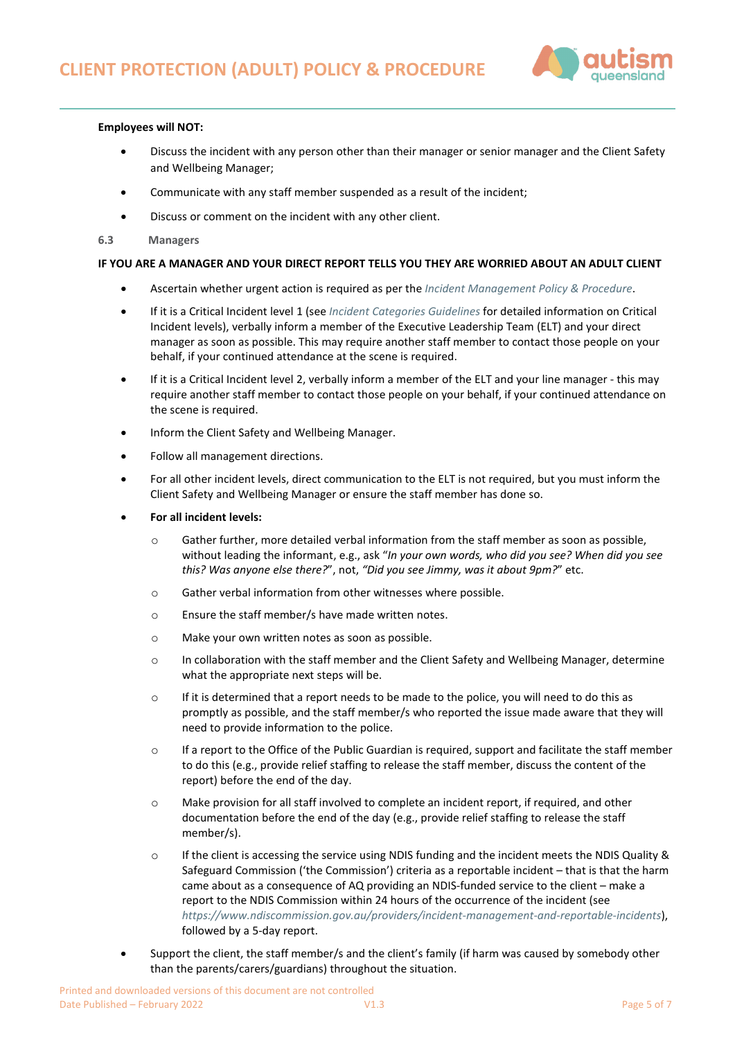**Employees will NOT:**

- Discuss the incident with any person other than their manager or senior manager and the Client Safety and Wellbeing Manager;
- Communicate with any staff member suspended as a result of the incident;
- Discuss or comment on the incident with any other client.

### 6.3 Managers

**IF YOU ARE A MANAGER AND YOUR DIRECT REPORT TELLS YOU THEY ARE WORRIED ABOUT AN ADULT CLIENT**

- Ascertain whether urgent action is required as per the *Incident Management Policy & Procedure*.
- If it is a Critical Incident level 1 (see *Incident Categories Guidelines* for detailed information on Critical Incident levels), verbally inform a member of the Executive Leadership Team (ELT) and your direct manager as soon as possible. This may require another staff member to contact those people on your behalf, if your continued attendance at the scene is required.
- If it is a Critical Incident level 2, verbally inform a member of the ELT and your line manager - this may require another staff member to contact those people on your behalf, if your continued attendance on the scene is required.
- Inform the Client Safety and Wellbeing Manager.
- Follow all management directions.
- For all other incident levels, direct communication to the ELT is not required, but you must inform the Client Safety and Wellbeing Manager or ensure the staff member has done so.
- **For all incident levels:**
  - Gather further, more detailed verbal information from the staff member as soon as possible, without leading the informant, e.g., ask "*In your own words, who did you see? When did you see this? Was anyone else there?*", not, *"Did you see Jimmy, was it about 9pm?"* etc.
  - Gather verbal information from other witnesses where possible.
  - Ensure the staff member/s have made written notes.
  - Make your own written notes as soon as possible.
  - In collaboration with the staff member and the Client Safety and Wellbeing Manager, determine what the appropriate next steps will be.
  - If it is determined that a report needs to be made to the police, you will need to do this as promptly as possible, and the staff member/s who reported the issue made aware that they will need to provide information to the police.
  - If a report to the Office of the Public Guardian is required, support and facilitate the staff member to do this (e.g., provide relief staffing to release the staff member, discuss the content of the report) before the end of the day.
  - Make provision for all staff involved to complete an incident report, if required, and other documentation before the end of the day (e.g., provide relief staffing to release the staff member/s).
  - If the client is accessing the service using NDIS funding and the incident meets the NDIS Quality & Safeguard Commission ('the Commission') criteria as a reportable incident – that is that the harm came about as a consequence of AQ providing an NDIS-funded service to the client – make a report to the NDIS Commission within 24 hours of the occurrence of the incident (see *https://www.ndiscommission.gov.au/providers/incident-management-and-reportable-incidents*), followed by a 5-day report.
- Support the client, the staff member/s and the client's family (if harm was caused by somebody other than the parents/carers/guardians) throughout the situation.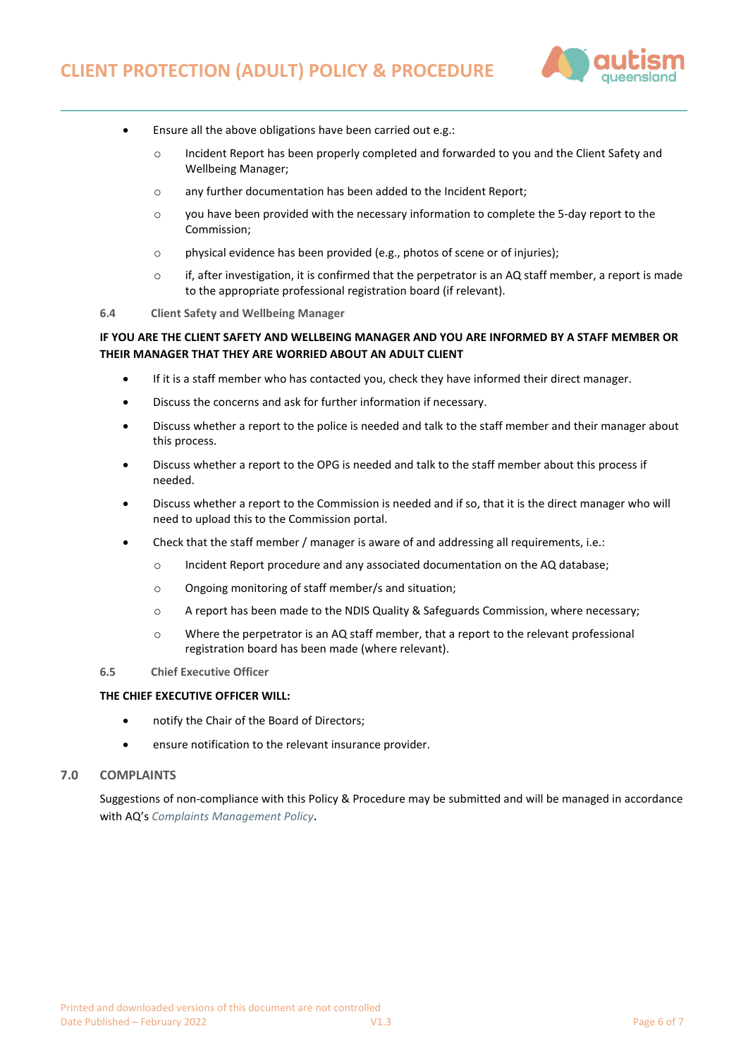- Ensure all the above obligations have been carried out e.g.:
  - Incident Report has been properly completed and forwarded to you and the Client Safety and Wellbeing Manager;
  - any further documentation has been added to the Incident Report;
  - you have been provided with the necessary information to complete the 5-day report to the Commission;
  - physical evidence has been provided (e.g., photos of scene or of injuries);
  - if, after investigation, it is confirmed that the perpetrator is an AQ staff member, a report is made to the appropriate professional registration board (if relevant).

### 6.4 Client Safety and Wellbeing Manager

**IF YOU ARE THE CLIENT SAFETY AND WELLBEING MANAGER AND YOU ARE INFORMED BY A STAFF MEMBER OR THEIR MANAGER THAT THEY ARE WORRIED ABOUT AN ADULT CLIENT**

- If it is a staff member who has contacted you, check they have informed their direct manager.
- Discuss the concerns and ask for further information if necessary.
- Discuss whether a report to the police is needed and talk to the staff member and their manager about this process.
- Discuss whether a report to the OPG is needed and talk to the staff member about this process if needed.
- Discuss whether a report to the Commission is needed and if so, that it is the direct manager who will need to upload this to the Commission portal.
- Check that the staff member / manager is aware of and addressing all requirements, i.e.:
  - Incident Report procedure and any associated documentation on the AQ database;
  - Ongoing monitoring of staff member/s and situation;
  - A report has been made to the NDIS Quality & Safeguards Commission, where necessary;
  - Where the perpetrator is an AQ staff member, that a report to the relevant professional registration board has been made (where relevant).

### 6.5 Chief Executive Officer

**THE CHIEF EXECUTIVE OFFICER WILL:**

- notify the Chair of the Board of Directors;
- ensure notification to the relevant insurance provider.

## 7.0 COMPLAINTS

Suggestions of non-compliance with this Policy & Procedure may be submitted and will be managed in accordance with AQ's *Complaints Management Policy*.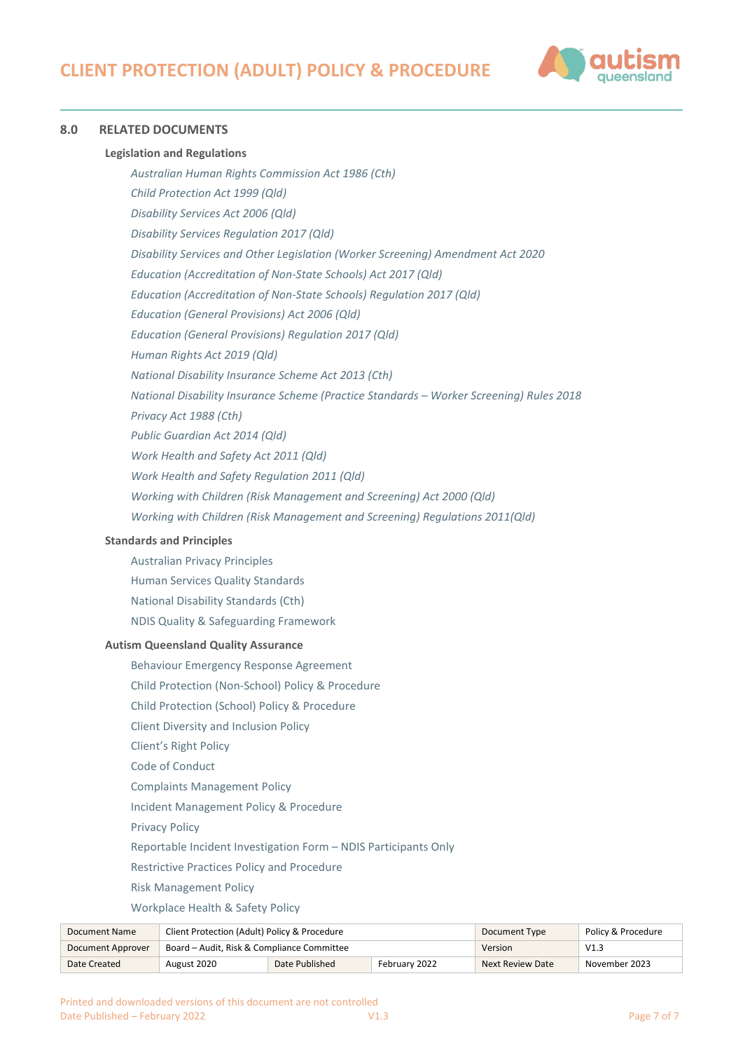## 8.0 RELATED DOCUMENTS

### Legislation and Regulations

*Australian Human Rights Commission Act 1986 (Cth)*

*Child Protection Act 1999 (Qld)*

*Disability Services Act 2006 (Qld)*

*Disability Services Regulation 2017 (Qld)*

*Disability Services and Other Legislation (Worker Screening) Amendment Act 2020*

*Education (Accreditation of Non-State Schools) Act 2017 (Qld)*

*Education (Accreditation of Non-State Schools) Regulation 2017 (Qld)*

*Education (General Provisions) Act 2006 (Qld)*

*Education (General Provisions) Regulation 2017 (Qld)*

*Human Rights Act 2019 (Qld)*

*National Disability Insurance Scheme Act 2013 (Cth)*

*National Disability Insurance Scheme (Practice Standards – Worker Screening) Rules 2018*

*Privacy Act 1988 (Cth)*

*Public Guardian Act 2014 (Qld)*

*Work Health and Safety Act 2011 (Qld)*

*Work Health and Safety Regulation 2011 (Qld)*

*Working with Children (Risk Management and Screening) Act 2000 (Qld)*

*Working with Children (Risk Management and Screening) Regulations 2011(Qld)*

### Standards and Principles

Australian Privacy Principles

Human Services Quality Standards

National Disability Standards (Cth)

NDIS Quality & Safeguarding Framework

### Autism Queensland Quality Assurance

Behaviour Emergency Response Agreement

Child Protection (Non-School) Policy & Procedure

Child Protection (School) Policy & Procedure

Client Diversity and Inclusion Policy

Client's Right Policy

Code of Conduct

Complaints Management Policy

Incident Management Policy & Procedure

Privacy Policy

Reportable Incident Investigation Form – NDIS Participants Only

Restrictive Practices Policy and Procedure

Risk Management Policy

Workplace Health & Safety Policy

| | | | | | |
|---|---|---|---|---|---|
| Document Name | Client Protection (Adult) Policy & Procedure | | | Document Type | Policy & Procedure |
| Document Approver | Board – Audit, Risk & Compliance Committee | | | Version | V1.3 |
| Date Created | August 2020 | Date Published | February 2022 | Next Review Date | November 2023 |

Printed and downloaded versions of this document are not controlled